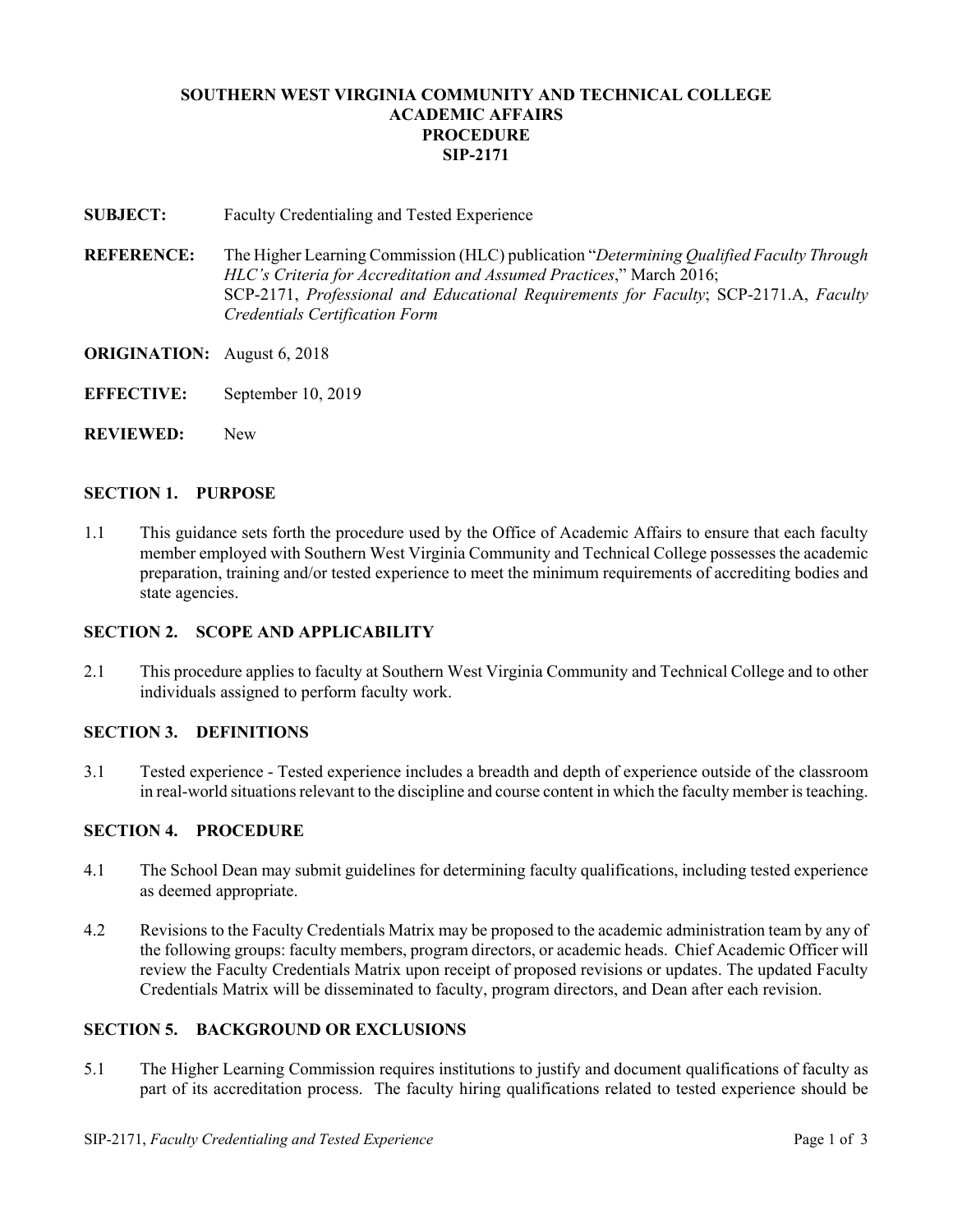**SOUTHERN WEST VIRGINIA COMMUNITY AND TECHNICAL COLLEGE**
**ACADEMIC AFFAIRS**
**PROCEDURE**
**SIP-2171**

**SUBJECT:** Faculty Credentialing and Tested Experience

**REFERENCE:** The Higher Learning Commission (HLC) publication "*Determining Qualified Faculty Through HLC's Criteria for Accreditation and Assumed Practices*," March 2016; SCP-2171, *Professional and Educational Requirements for Faculty*; SCP-2171.A, *Faculty Credentials Certification Form*

**ORIGINATION:** August 6, 2018

**EFFECTIVE:** September 10, 2019

**REVIEWED:** New

## SECTION 1. PURPOSE

1.1 This guidance sets forth the procedure used by the Office of Academic Affairs to ensure that each faculty member employed with Southern West Virginia Community and Technical College possesses the academic preparation, training and/or tested experience to meet the minimum requirements of accrediting bodies and state agencies.

## SECTION 2. SCOPE AND APPLICABILITY

2.1 This procedure applies to faculty at Southern West Virginia Community and Technical College and to other individuals assigned to perform faculty work.

## SECTION 3. DEFINITIONS

3.1 Tested experience - Tested experience includes a breadth and depth of experience outside of the classroom in real-world situations relevant to the discipline and course content in which the faculty member is teaching.

## SECTION 4. PROCEDURE

4.1 The School Dean may submit guidelines for determining faculty qualifications, including tested experience as deemed appropriate.

4.2 Revisions to the Faculty Credentials Matrix may be proposed to the academic administration team by any of the following groups: faculty members, program directors, or academic heads. Chief Academic Officer will review the Faculty Credentials Matrix upon receipt of proposed revisions or updates. The updated Faculty Credentials Matrix will be disseminated to faculty, program directors, and Dean after each revision.

## SECTION 5. BACKGROUND OR EXCLUSIONS

5.1 The Higher Learning Commission requires institutions to justify and document qualifications of faculty as part of its accreditation process. The faculty hiring qualifications related to tested experience should be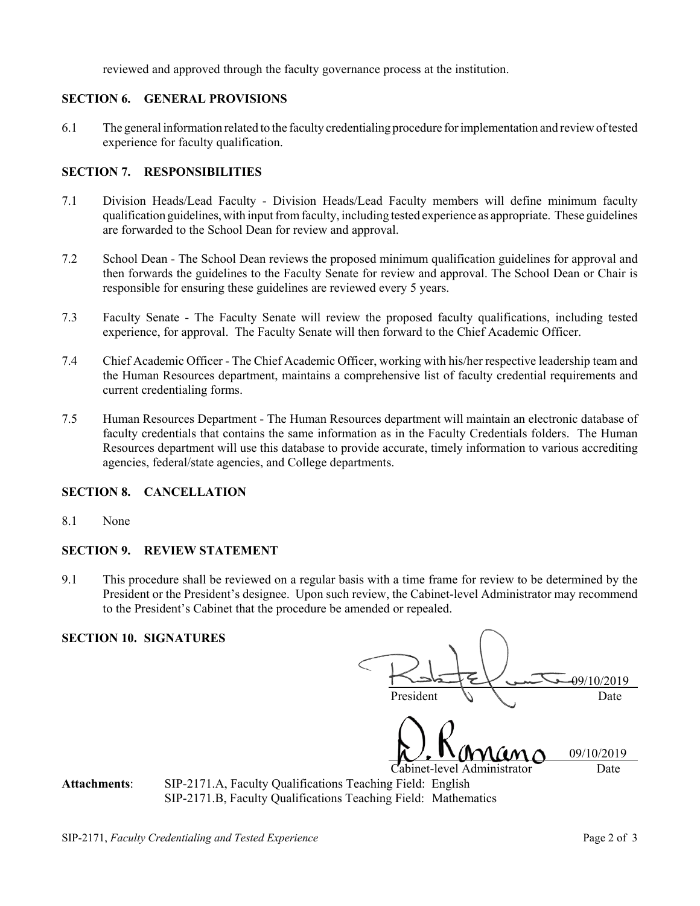reviewed and approved through the faculty governance process at the institution.

## SECTION 6. GENERAL PROVISIONS

6.1 The general information related to the faculty credentialing procedure for implementation and review of tested experience for faculty qualification.

## SECTION 7. RESPONSIBILITIES

7.1 Division Heads/Lead Faculty - Division Heads/Lead Faculty members will define minimum faculty qualification guidelines, with input from faculty, including tested experience as appropriate. These guidelines are forwarded to the School Dean for review and approval.

7.2 School Dean - The School Dean reviews the proposed minimum qualification guidelines for approval and then forwards the guidelines to the Faculty Senate for review and approval. The School Dean or Chair is responsible for ensuring these guidelines are reviewed every 5 years.

7.3 Faculty Senate - The Faculty Senate will review the proposed faculty qualifications, including tested experience, for approval. The Faculty Senate will then forward to the Chief Academic Officer.

7.4 Chief Academic Officer - The Chief Academic Officer, working with his/her respective leadership team and the Human Resources department, maintains a comprehensive list of faculty credential requirements and current credentialing forms.

7.5 Human Resources Department - The Human Resources department will maintain an electronic database of faculty credentials that contains the same information as in the Faculty Credentials folders. The Human Resources department will use this database to provide accurate, timely information to various accrediting agencies, federal/state agencies, and College departments.

## SECTION 8. CANCELLATION

8.1 None

## SECTION 9. REVIEW STATEMENT

9.1 This procedure shall be reviewed on a regular basis with a time frame for review to be determined by the President or the President's designee. Upon such review, the Cabinet-level Administrator may recommend to the President's Cabinet that the procedure be amended or repealed.

## SECTION 10. SIGNATURES

President 09/10/2019
Date

Cabinet-level Administrator 09/10/2019
Date

**Attachments**: SIP-2171.A, Faculty Qualifications Teaching Field: English
SIP-2171.B, Faculty Qualifications Teaching Field: Mathematics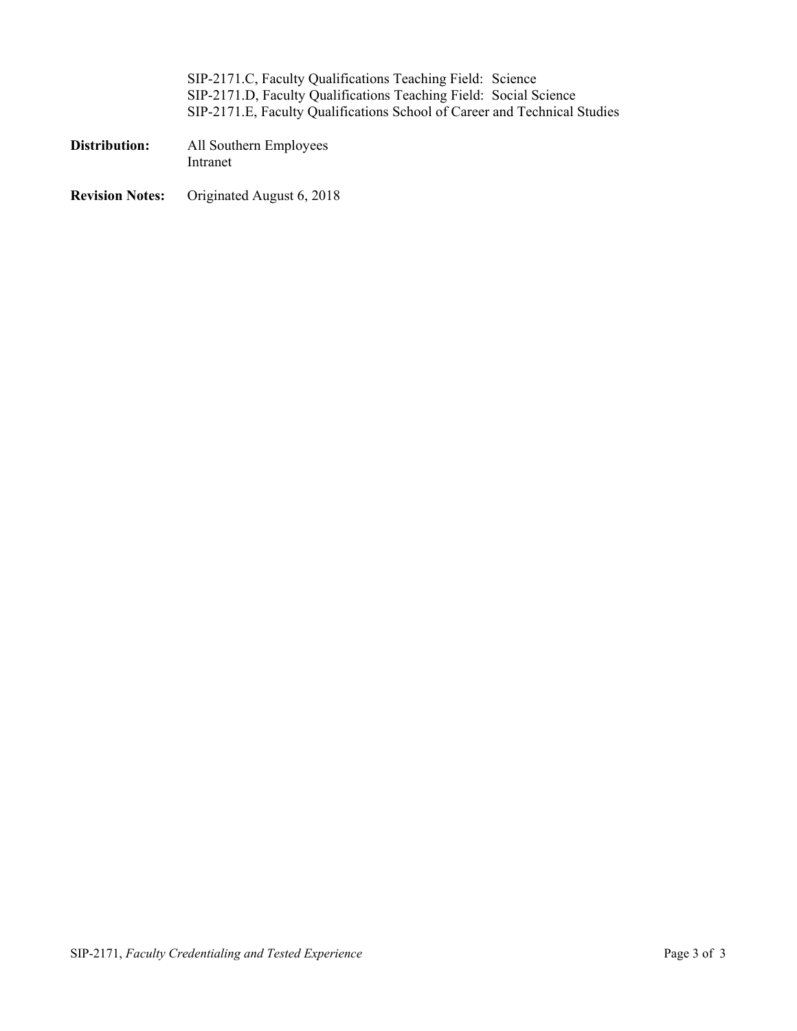SIP-2171.C, Faculty Qualifications Teaching Field: Science
SIP-2171.D, Faculty Qualifications Teaching Field: Social Science
SIP-2171.E, Faculty Qualifications School of Career and Technical Studies

**Distribution:** All Southern Employees
Intranet

**Revision Notes:** Originated August 6, 2018